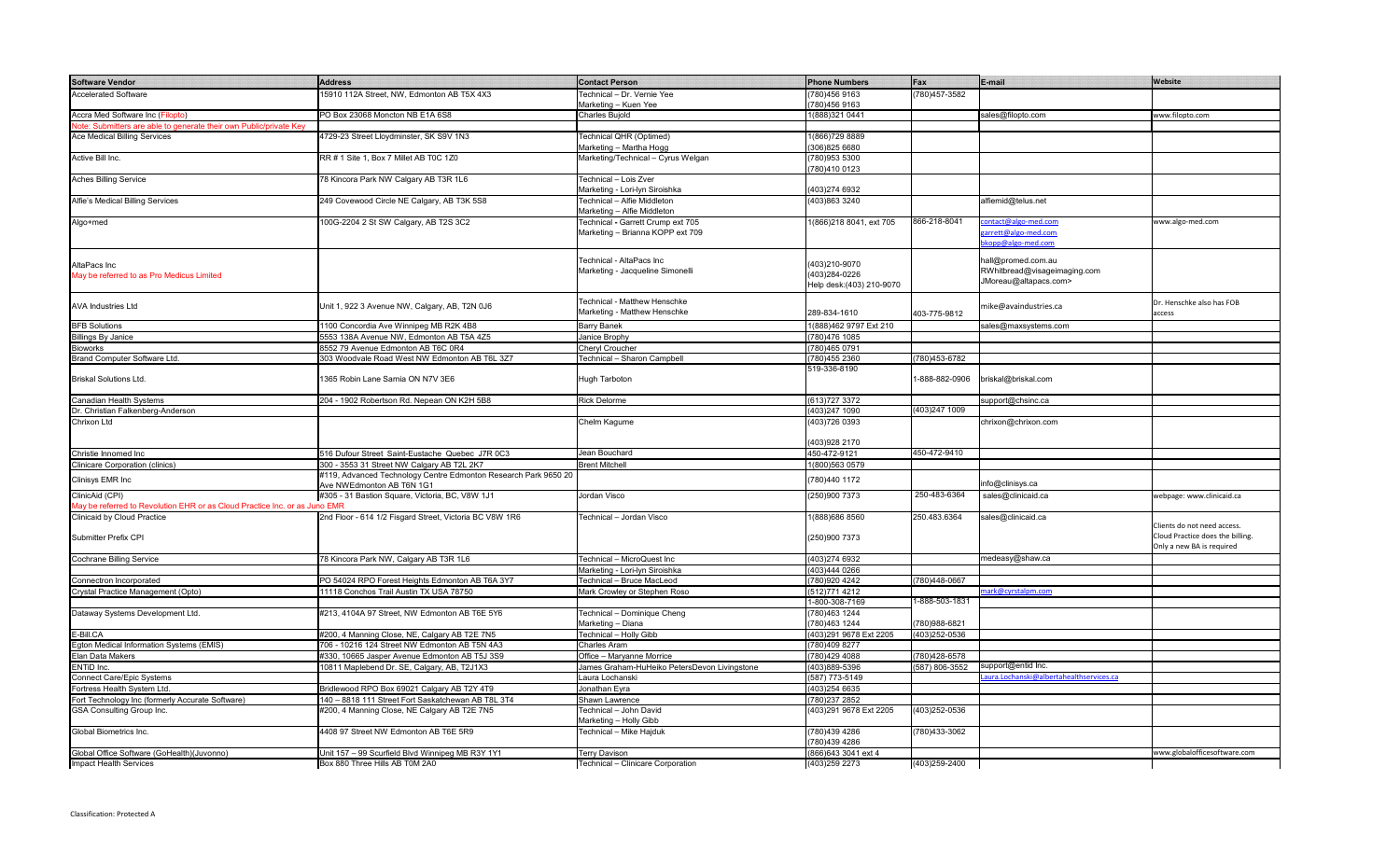| Software Vendor | Address | Contact Person | Phone Numbers | Fax | E-mail | Website |
|---|---|---|---|---|---|---|
| Accelerated Software | 15910 112A Street, NW, Edmonton AB T5X 4X3 | Technical – Dr. Vernie Yee<br>Marketing – Kuen Yee | (780)456 9163<br>(780)456 9163 | (780)457-3582 | | |
| Accra Med Software Inc (Filopto) | PO Box 23068 Moncton NB E1A 6S8 | Charles Bujold | 1(888)321 0441 | | sales@filopto.com | www.filopto.com |
| Note: Submitters are able to generate their own Public/private Key | | | | | | |
| Ace Medical Billing Services | 4729-23 Street Lloydminster, SK S9V 1N3 | Technical QHR (Optimed)<br>Marketing – Martha Hogg | 1(866)729 8889<br>(306)825 6680 | | | |
| Active Bill Inc. | RR # 1 Site 1, Box 7 Millet AB T0C 1Z0 | Marketing/Technical – Cyrus Welgan | (780)953 5300<br>(780)410 0123 | | | |
| Aches Billing Service | 78 Kincora Park NW Calgary AB T3R 1L6 | Technical – Lois Zver<br>Marketing - Lori-lyn Siroishka | <br>(403)274 6932 | | | |
| Alfie's Medical Billing Services | 249 Covewood Circle NE Calgary, AB T3K 5S8 | Technical – Alfie Middleton<br>Marketing – Alfie Middleton | (403)863 3240 | | alfiemid@telus.net | |
| Algo+med | 100G-2204 2 St SW Calgary, AB T2S 3C2 | Technical - Garrett Crump ext 705<br>Marketing – Brianna KOPP ext 709 | 1(866)218 8041, ext 705 | 866-218-8041 | contact@algo-med.com<br>garrett@algo-med.com<br>bkopp@algo-med.com | www.algo-med.com |
| AltaPacs Inc<br>May be referred to as Pro Medicus Limited | | Technical - AltaPacs Inc<br>Marketing - Jacqueline Simonelli | (403)210-9070<br>(403)284-0226<br>Help desk:(403) 210-9070 | | hall@promed.com.au<br>RWhitbread@visageimaging.com<br>JMoreau@altapacs.com> | |
| AVA Industries Ltd | Unit 1, 922 3 Avenue NW, Calgary, AB, T2N 0J6 | Technical - Matthew Henschke<br>Marketing - Matthew Henschke | 289-834-1610 | 403-775-9812 | mike@avaindustries.ca | Dr. Henschke also has FOB access |
| BFB Solutions | 1100 Concordia Ave Winnipeg MB R2K 4B8 | Barry Banek | 1(888)462 9797 Ext 210 | | sales@maxsystems.com | |
| Billings By Janice | 5553 138A Avenue NW, Edmonton AB T5A 4Z5 | Janice Brophy | (780)476 1085 | | | |
| Bioworks | 8552 79 Avenue Edmonton AB T6C 0R4 | Cheryl Croucher | (780)465 0791 | | | |
| Brand Computer Software Ltd. | 303 Woodvale Road West NW Edmonton AB T6L 3Z7 | Technical – Sharon Campbell | (780)455 2360 | (780)453-6782 | | |
| Briskal Solutions Ltd. | 1365 Robin Lane Sarnia ON N7V 3E6 | Hugh Tarboton | 519-336-8190 | 1-888-882-0906 | briskal@briskal.com | |
| Canadian Health Systems | 204 - 1902 Robertson Rd. Nepean ON K2H 5B8 | Rick Delorme | (613)727 3372 | | support@chsinc.ca | |
| Dr. Christian Falkenberg-Anderson | | | (403)247 1090 | (403)247 1009 | | |
| Chrixon Ltd | | Chelm Kagume | (403)726 0393<br><br>(403)928 2170 | | chrixon@chrixon.com | |
| Christie Innomed Inc | 516 Dufour Street Saint-Eustache Quebec J7R 0C3 | Jean Bouchard | 450-472-9121 | 450-472-9410 | | |
| Clinicare Corporation (clinics) | 300 - 3553 31 Street NW Calgary AB T2L 2K7 | Brent Mitchell | 1(800)563 0579 | | | |
| Clinisys EMR Inc | #119, Advanced Technology Centre Edmonton Research Park 9650 20 Ave NWEdmonton AB T6N 1G1 | | (780)440 1172 | | info@clinisys.ca | |
| ClinicAid (CPI)<br>May be referred to Revolution EHR or as Cloud Practice Inc. or as Juno EMR | #305 - 31 Bastion Square, Victoria, BC, V8W 1J1 | Jordan Visco | (250)900 7373 | 250-483-6364 | sales@clinicaid.ca | webpage: www.clinicaid.ca |
| Clinicaid by Cloud Practice<br><br>Submitter Prefix CPI | 2nd Floor - 614 1/2 Fisgard Street, Victoria BC V8W 1R6 | Technical – Jordan Visco | 1(888)686 8560<br><br>(250)900 7373 | 250.483.6364 | sales@clinicaid.ca | Clients do not need access. Cloud Practice does the billing. Only a new BA is required |
| Cochrane Billing Service | 78 Kincora Park NW, Calgary AB T3R 1L6 | Technical – MicroQuest Inc<br>Marketing - Lori-lyn Siroishka | (403)274 6932<br>(403)444 0266 | | medeasy@shaw.ca | |
| Connectron Incorporated | PO 54024 RPO Forest Heights Edmonton AB T6A 3Y7 | Technical – Bruce MacLeod | (780)920 4242 | (780)448-0667 | | |
| Crystal Practice Management (Opto) | 11118 Conchos Trail Austin TX USA 78750 | Mark Crowley or Stephen Roso | (512)771 4212<br>1-800-308-7169 | <br>1-888-503-1831 | mark@cyrstalpm.com | |
| Dataway Systems Development Ltd. | #213, 4104A 97 Street, NW Edmonton AB T6E 5Y6 | Technical – Dominique Cheng<br>Marketing – Diana | (780)463 1244<br>(780)463 1244 | <br>(780)988-6821 | | |
| E-Bill.CA | #200, 4 Manning Close, NE, Calgary AB T2E 7N5 | Technical – Holly Gibb | (403)291 9678 Ext 2205 | (403)252-0536 | | |
| Egton Medical Information Systems (EMIS) | 706 - 10216 124 Street NW Edmonton AB T5N 4A3 | Charles Aram | (780)409 8277 | | | |
| Elan Data Makers | #330, 10665 Jasper Avenue Edmonton AB T5J 3S9 | Office – Maryanne Morrice | (780)429 4088 | (780)428-6578 | | |
| ENTiD Inc. | 10811 Maplebend Dr. SE, Calgary, AB, T2J1X3 | James Graham-HuHeiko PetersDevon Livingstone | (403)889-5396 | (587) 806-3552 | support@entid Inc. | |
| Connect Care/Epic Systems | | Laura Lochanski | (587) 773-5149 | | Laura.Lochanski@albertahealthservices.ca | |
| Fortress Health System Ltd. | Bridlewood RPO Box 69021 Calgary AB T2Y 4T9 | Jonathan Eyra | (403)254 6635 | | | |
| Fort Technology Inc (formerly Accurate Software) | 140 – 8818 111 Street Fort Saskatchewan AB T8L 3T4 | Shawn Lawrence | (780)237 2852 | | | |
| GSA Consulting Group Inc. | #200, 4 Manning Close, NE Calgary AB T2E 7N5 | Technical – John David<br>Marketing – Holly Gibb | (403)291 9678 Ext 2205 | (403)252-0536 | | |
| Global Biometrics Inc. | 4408 97 Street NW Edmonton AB T6E 5R9 | Technical – Mike Hajduk | (780)439 4286<br>(780)439 4286 | (780)433-3062 | | |
| Global Office Software (GoHealth)(Juvonno) | Unit 157 – 99 Scurfield Blvd Winnipeg MB R3Y 1Y1 | Terry Davison | (866)643 3041 ext 4 | | | www.globalofficesoftware.com |
| Impact Health Services | Box 880 Three Hills AB T0M 2A0 | Technical – Clinicare Corporation | (403)259 2273 | (403)259-2400 | | |

Classification: Protected A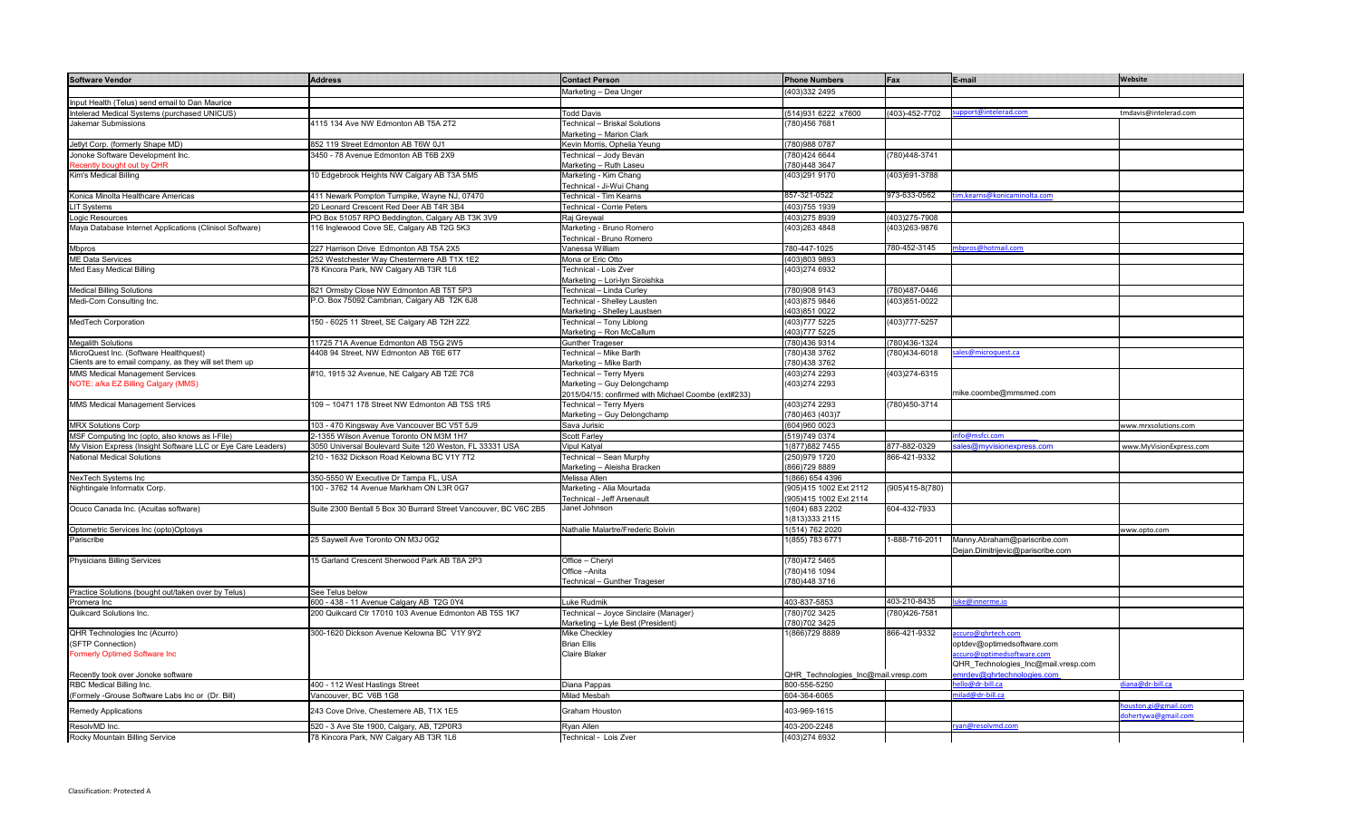| Software Vendor | Address | Contact Person | Phone Numbers | Fax | E-mail | Website |
|---|---|---|---|---|---|---|
| | | Marketing – Dea Unger | (403)332 2495 | | | |
| Input Health (Telus) send email to Dan Maurice | | | | | | |
| Intelerad Medical Systems (purchased UNICUS) | | Todd Davis | (514)931 6222 x7600 | (403)-452-7702 | support@intelerad.com | tmdavis@intelerad.com |
| Jakemar Submissions | 4115 134 Ave NW Edmonton AB T5A 2T2 | Technical – Briskal Solutions<br>Marketing – Marion Clark | (780)456 7681 | | | |
| Jellyt Corp. (formerly Shape MD) | 852 119 Street Edmonton AB T6W 0J1 | Kevin Morris, Ophelia Yeung | (780)988 0787 | | | |
| Jonoke Software Development Inc.<br>Recently bought out by QHR | 3450 - 78 Avenue Edmonton AB T6B 2X9 | Technical – Jody Bevan<br>Marketing – Ruth Laseu | (780)424 6644<br>(780)448 3647 | (780)448-3741 | | |
| Kim's Medical Billing | 10 Edgebrook Heights NW Calgary AB T3A 5M5 | Marketing - Kim Chang<br>Technical - Ji-Wui Chang | (403)291 9170 | (403)691-3788 | | |
| Konica Minolta Healthcare Americas | 411 Newark Pompton Turnpike, Wayne NJ, 07470 | Technical - Tim Kearns | 857-321-0522 | 973-633-0562 | tim.kearns@konicaminolta.com | |
| LIT Systems | 20 Leonard Crescent Red Deer AB T4R 3B4 | Technical - Corrie Peters | (403)755 1939 | | | |
| Logic Resources | PO Box 51057 RPO Beddington, Calgary AB T3K 3V9 | Raj Greywal | (403)275 8939 | (403)275-7908 | | |
| Maya Database Internet Applications (Clinisol Software) | 116 Inglewood Cove SE, Calgary AB T2G 5K3 | Marketing - Bruno Romero<br>Technical - Bruno Romero | (403)263 4848 | (403)263-9876 | | |
| Mbpros | 227 Harrison Drive Edmonton AB T5A 2X5 | Vanessa William | 780-447-1025 | 780-452-3145 | mbpros@hotmail.com | |
| ME Data Services | 252 Westchester Way Chestermere AB T1X 1E2 | Mona or Eric Otto | (403)803 9893 | | | |
| Med Easy Medical Billing | 78 Kincora Park, NW Calgary AB T3R 1L6 | Technical - Lois Zver<br>Marketing – Lori-lyn Siroishka | (403)274 6932 | | | |
| Medical Billing Solutions | 821 Ormsby Close NW Edmonton AB T5T 5P3 | Technical – Linda Curley | (780)908 9143 | (780)487-0446 | | |
| Medi-Com Consulting Inc. | P.O. Box 75092 Cambrian, Calgary AB T2K 6J8 | Technical - Shelley Lausten<br>Marketing - Shelley Laustsen | (403)875 9846<br>(403)851 0022 | (403)851-0022 | | |
| MedTech Corporation | 150 - 6025 11 Street, SE Calgary AB T2H 2Z2 | Technical – Tony Liblong<br>Marketing – Ron McCallum | (403)777 5225<br>(403)777 5225 | (403)777-5257 | | |
| Megalith Solutions | 11725 71A Avenue Edmonton AB T5G 2W5 | Gunther Trageser | (780)436 9314 | (780)436-1324 | | |
| MicroQuest Inc. (Software Healthquest)<br>Clients are to email company, as they will set them up | 4408 94 Street, NW Edmonton AB T6E 6T7 | Technical – Mike Barth<br>Marketing – Mike Barth | (780)438 3762<br>(780)438 3762 | (780)434-6018 | sales@microquest.ca | |
| MMS Medical Management Services<br>NOTE: a/ka EZ Billing Calgary (MMS) | #10, 1915 32 Avenue, NE Calgary AB T2E 7C8 | Technical – Terry Myers<br>Marketing – Guy Delongchamp<br>2015/04/15: confirmed with Michael Coombe (ext#233) | (403)274 2293<br>(403)274 2293 | (403)274-6315 | mike.coombe@mmsmed.com | |
| MMS Medical Management Services | 109 – 10471 178 Street NW Edmonton AB T5S 1R5 | Technical – Terry Myers<br>Marketing – Guy Delongchamp | (403)274 2293<br>(780)463 (403)7 | (780)450-3714 | | |
| MRX Solutions Corp | 103 - 470 Kingsway Ave Vancouver BC V5T 5J9 | Sava Jurisic | (604)960 0023 | | | www.mrxsolutions.com |
| MSF Computing Inc (opto, also knows as I-File) | 2-1355 Wilson Avenue Toronto ON M3M 1H7 | Scott Farley | (519)749 0374 | | info@msfci.com | |
| My Vision Express (Insight Software LLC or Eye Care Leaders) | 3050 Universal Boulevard Suite 120 Weston, FL 33331 USA | Vipul Katyal | 1(877)882 7455 | 877-882-0329 | sales@myvisionexpress.com | www.MyVisionExpress.com |
| National Medical Solutions | 210 - 1632 Dickson Road Kelowna BC V1Y 7T2 | Technical – Sean Murphy<br>Marketing – Aleisha Bracken | (250)979 1720<br>(866)729 8889 | 866-421-9332 | | |
| NexTech Systems Inc | 350-5550 W Executive Dr Tampa FL, USA | Melissa Allen | 1(866) 654 4396 | | | |
| Nightingale Informatix Corp. | 100 - 3762 14 Avenue Markham ON L3R 0G7 | Marketing - Alia Mourtada<br>Technical - Jeff Arsenault | (905)415 1002 Ext 2112<br>(905)415 1002 Ext 2114 | (905)415-8(780) | | |
| Ocuco Canada Inc. (Acuitas software) | Suite 2300 Bentall 5 Box 30 Burrard Street Vancouver, BC V6C 2B5 | Janet Johnson | 1(604) 683 2202<br>1(813)333 2115 | 604-432-7933 | | |
| Optometric Services Inc (opto)Optosys | | Nathalie Malartre/Frederic Boivin | 1(514) 762 2020 | | | www.opto.com |
| Pariscribe | 25 Saywell Ave Toronto ON M3J 0G2 | | 1(855) 783 6771 | 1-888-716-2011 | Manny.Abraham@pariscribe.com<br>Dejan.Dimitrijevic@pariscribe.com | |
| Physicians Billing Services | 15 Garland Crescent Sherwood Park AB T8A 2P3 | Office – Cheryl<br>Office –Anita<br>Technical – Gunther Trageser | (780)472 5465<br>(780)416 1094<br>(780)448 3716 | | | |
| Practice Solutions (bought out/taken over by Telus) | See Telus below | | | | | |
| Promera Inc | 600 - 438 - 11 Avenue Calgary AB T2G 0Y4 | Luke Rudmik | 403-837-5853 | 403-210-8435 | luke@innerme.io | |
| Quikcard Solutions Inc. | 200 Quikcard Ctr 17010 103 Avenue Edmonton AB T5S 1K7 | Technical – Joyce Sinclaire (Manager)<br>Marketing – Lyle Best (President) | (780)702 3425<br>(780)702 3425 | (780)426-7581 | | |
| QHR Technologies Inc (Acurro)<br>(SFTP Connection)<br>Formerly Optimed Software Inc<br><br>Recently took over Jonoke software | 300-1620 Dickson Avenue Kelowna BC V1Y 9Y2 | Mike Checkley<br>Brian Ellis<br>Claire Blaker | 1(866)729 8889<br><br><br>QHR_Technologies_Inc@mail.vresp.com | 866-421-9332 | accuro@qhrtech.com<br>optdev@optimedsoftware.com<br>accuro@optimedsoftware.com<br>QHR_Technologies_Inc@mail.vresp.com<br>emrdev@qhrtechnologies.com | |
| RBC Medical Billing Inc. | 400 - 112 West Hastings Street | Diana Pappas | 800-556-5250 | | hello@dr-bill.ca | diana@dr-bill.ca |
| (Formely -Grouse Software Labs Inc or (Dr. Bill) | Vancouver, BC V6B 1G8 | Milad Mesbah | 604-364-6065 | | milad@dr-bill.ca | |
| Remedy Applications | 243 Cove Drive, Chestemere AB, T1X 1E5 | Graham Houston | 403-969-1615 | | | houston.gj@gmail.com<br>dohertywa@gmail.com |
| ResolvMD Inc. | 520 - 3 Ave Ste 1900, Calgary, AB, T2P0R3 | Ryan Allen | 403-200-2248 | | ryan@resolvmd.com | |
| Rocky Mountain Billing Service | 78 Kincora Park, NW Calgary AB T3R 1L6 | Technical - Lois Zver | (403)274 6932 | | | |

Classification: Protected A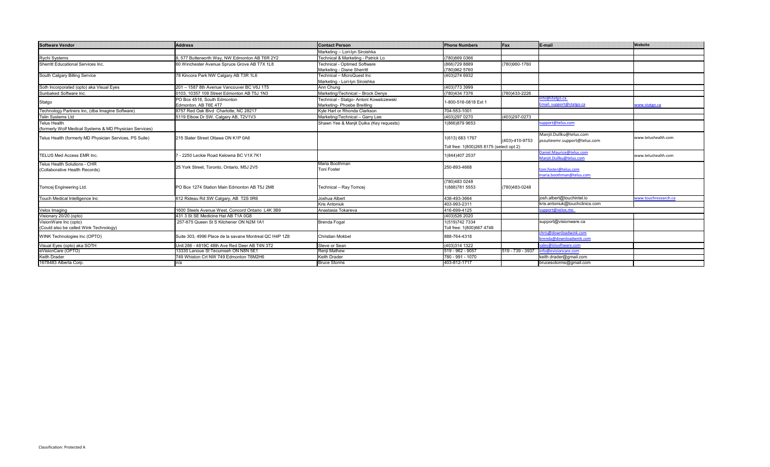| Software Vendor | Address | Contact Person | Phone Numbers | Fax | E-mail | Website |
|---|---|---|---|---|---|---|
| | | Marketing – Lori-lyn Siroishka | | | | |
| Rychi Systems | 8, 577 Butterworth Way, NW Edmonton AB T6R 2Y2 | Technical & Marketing - Patrick Lo | (780)669 0366 | | | |
| Sherritt Educational Services Inc. | 60 Winchester Avenue Spruce Grove AB T7X 1L8 | Technical - Optimed Software<br>Marketing - Diane Sherritt | (866)729 8889<br>(780)962 5760 | (780)960-1760 | | |
| South Calgary Billing Service | 78 Kincora Park NW Calgary AB T3R 1L6 | Technical – MicroQuest Inc<br>Marketing - Lori-lyn Siroishka | (403)274 6932 | | | |
| Soth Incorporated (opto) aka Visual Eyes | 201 – 1587 8th Avenue Vancouver BC V6J 1T5 | Ann Chung | (403)773 3999 | | | |
| Sunbaked Software Inc. | 0103, 10357 109 Street Edmonton AB T5J 1N3 | Marketing/Technical – Brock Denys | (780)434 7376 | (780)433-2226 | | |
| Statgo | PO Box 4518, South Edmonton<br>Edmonton, AB T6E 4T7 | Technical - Statgo- Antoni Kowalczewski<br>Marketing- Phoebe Breitling | 1-800-516-0818 Ext 1 | | info@statgo.ca<br>Email: support@statgo.ca | www.statgo.ca |
| Technology Partners Inc, (dba Imagine Software) | 8757 Red Oak Blvd Charlotte, NC 28217 | Kyle Hart or Rhonda Clarkson | 704-553-1001 | | | |
| Telin Systems Ltd | 5119 Elbow Dr SW, Calgary AB, T2V1V3 | Marketing/Technical – Garry Lee | (403)297 0270 | (403)297-0273 | | |
| Telus Health<br>(formerly Wolf Medical Systems & MD Physician Services) | | Shawn Yee & Manjit Dulka (Key requests) | 1(866)879 9653 | | support@telus.com | |
| Telus Health (formerly MD Physician Services, PS Suite) | 215 Slater Street Ottawa ON K1P 0A6 | | 1(613) 683 1767<br>Toll free: 1(800)265 8175 (select opt 2) | (403)-410-9753 | Manjit.Dullku@telus.com<br>pssuiteemr.support@telus.com | www.telushealth.com |
| TELUS Med Access EMR Inc. | 7 - 2250 Leckie Road Kelowna BC V1X 7K1 | | 1(844)407 2537 | | Daniel.Maurice@telus.com<br>Manjit.Dullku@telus.com | www.telushealth.com |
| Telus Health Solutions - CHR<br>(Collaborative Health Records) | 25 York Street, Toronto, Ontario, M5J 2V5 | Maria Boothman<br>Toni Foster | 250-893-4668 | | toni.foster@telus.com<br>maria.boothman@telus.com | |
| Tomcej Engineering Ltd. | PO Box 1274 Station Main Edmonton AB T5J 2M8 | Technical – Ray Tomcej | (780)483 0248<br>1(888)781 5553 | (780)483-0248 | | |
| Touch Medical Intelligence Inc | 612 Rideau Rd SW Calgary, AB T2S 0R6 | Joshua Albert | 438-493-3664 | | josh.albert@touchintel.io | www.touchresearch.ca |
| | | Kris Antoniuk | 403-993-2311 | | kris.antoniuk@touchclinics.com | |
| Velox Imaging | 1600 Steels Avenue West, Concord Ontario L4K 3B9 | Anastasia Tokareva | 416-699-4125 | | support@velox.me | |
| Visionary 20/20 (opto) | 431 3 St SE Medicine Hat AB T1A 0G8 | | (403)526 2020 | | | |
| VisionWare Inc (opto)<br>(Could also be called Wink Technology) | 257-675 Queen St S Kitchener ON N2M 1A1 | Brenda Fogal | 1(519)742 7334<br>Toll free: 1(800)667 4748 | | support@visionware.ca | |
| WINK Technologies Inc (OPTO) | Suite 303, 4996 Place de la savane Montreal QC H4P 1Z8 | Christian Mokbel | 888-764-4318 | | chris@downloadwink.com<br>brenda@downloadwink.com | |
| Visual Eyes (opto) aka SOTH | Unit 286 - 4819C 48th Ave Red Deer AB T4N 3T2 | Steve or Sean | (403)314 1322 | | sales@iiiisoftware.com | |
| eVisionCare (OPTO) | 13330 Lanoue St Tecumseh ON N8N 5E1 | Renji Mathew | 519 - 962 - 9057 | 519 - 739 - 3937 | info@evisioncare.com | |
| Keith Drader | 749 Whiston Crt NW 749 Edmonton T6M2H6 | Keith Drader | 780 - 991 - 1070 | | keith.drader@gmail.com | |
| 1678483 Alberta Corp. | n/a | Bruce Storms | 403-812-1717 | | brucesotorms@gmail.com | |

Classification: Protected A